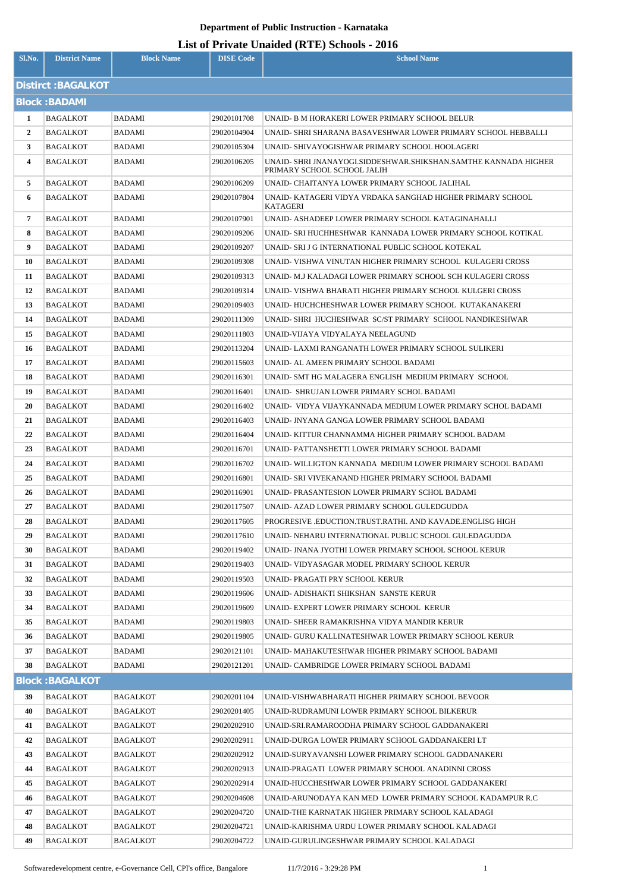**Department of Public Instruction - Karnataka**

**List of Private Unaided (RTE) Schools - 2016**

| Sl.No. | District Name | Block Name | DISE Code | School Name |
|---|---|---|---|---|
| **Distirct :BAGALKOT** | | | | |
| **Block :BADAMI** | | | | |
| 1 | BAGALKOT | BADAMI | 29020101708 | UNAID- B M HORAKERI LOWER PRIMARY SCHOOL BELUR |
| 2 | BAGALKOT | BADAMI | 29020104904 | UNAID- SHRI SHARANA BASAVESHWAR LOWER PRIMARY SCHOOL HEBBALLI |
| 3 | BAGALKOT | BADAMI | 29020105304 | UNAID- SHIVAYOGISHWAR PRIMARY SCHOOL HOOLAGERI |
| 4 | BAGALKOT | BADAMI | 29020106205 | UNAID- SHRI JNANAYOGI.SIDDESHWAR.SHIKSHAN.SAMTHE KANNADA HIGHER PRIMARY SCHOOL SCHOOL JALIH |
| 5 | BAGALKOT | BADAMI | 29020106209 | UNAID- CHAITANYA LOWER PRIMARY SCHOOL JALIHAL |
| 6 | BAGALKOT | BADAMI | 29020107804 | UNAID- KATAGERI VIDYA VRDAKA SANGHAD HIGHER PRIMARY SCHOOL KATAGERI |
| 7 | BAGALKOT | BADAMI | 29020107901 | UNAID- ASHADEEP LOWER PRIMARY SCHOOL KATAGINAHALLI |
| 8 | BAGALKOT | BADAMI | 29020109206 | UNAID- SRI HUCHHESHWAR KANNADA LOWER PRIMARY SCHOOL KOTIKAL |
| 9 | BAGALKOT | BADAMI | 29020109207 | UNAID- SRI J G INTERNATIONAL PUBLIC SCHOOL KOTEKAL |
| 10 | BAGALKOT | BADAMI | 29020109308 | UNAID- VISHWA VINUTAN HIGHER PRIMARY SCHOOL KULAGERI CROSS |
| 11 | BAGALKOT | BADAMI | 29020109313 | UNAID- M.J KALADAGI LOWER PRIMARY SCHOOL SCH KULAGERI CROSS |
| 12 | BAGALKOT | BADAMI | 29020109314 | UNAID- VISHWA BHARATI HIGHER PRIMARY SCHOOL KULGERI CROSS |
| 13 | BAGALKOT | BADAMI | 29020109403 | UNAID- HUCHCHESHWAR LOWER PRIMARY SCHOOL KUTAKANAKERI |
| 14 | BAGALKOT | BADAMI | 29020111309 | UNAID- SHRI HUCHESHWAR SC/ST PRIMARY SCHOOL NANDIKESHWAR |
| 15 | BAGALKOT | BADAMI | 29020111803 | UNAID-VIJAYA VIDYALAYA NEELAGUND |
| 16 | BAGALKOT | BADAMI | 29020113204 | UNAID- LAXMI RANGANATH LOWER PRIMARY SCHOOL SULIKERI |
| 17 | BAGALKOT | BADAMI | 29020115603 | UNAID- AL AMEEN PRIMARY SCHOOL BADAMI |
| 18 | BAGALKOT | BADAMI | 29020116301 | UNAID- SMT HG MALAGERA ENGLISH MEDIUM PRIMARY SCHOOL |
| 19 | BAGALKOT | BADAMI | 29020116401 | UNAID- SHRUJAN LOWER PRIMARY SCHOL BADAMI |
| 20 | BAGALKOT | BADAMI | 29020116402 | UNAID- VIDYA VIJAYKANNADA MEDIUM LOWER PRIMARY SCHOL BADAMI |
| 21 | BAGALKOT | BADAMI | 29020116403 | UNAID- JNYANA GANGA LOWER PRIMARY SCHOOL BADAMI |
| 22 | BAGALKOT | BADAMI | 29020116404 | UNAID- KITTUR CHANNAMMA HIGHER PRIMARY SCHOOL BADAM |
| 23 | BAGALKOT | BADAMI | 29020116701 | UNAID- PATTANSHETTI LOWER PRIMARY SCHOOL BADAMI |
| 24 | BAGALKOT | BADAMI | 29020116702 | UNAID- WILLIGTON KANNADA MEDIUM LOWER PRIMARY SCHOOL BADAMI |
| 25 | BAGALKOT | BADAMI | 29020116801 | UNAID- SRI VIVEKANAND HIGHER PRIMARY SCHOOL BADAMI |
| 26 | BAGALKOT | BADAMI | 29020116901 | UNAID- PRASANTESION LOWER PRIMARY SCHOL BADAMI |
| 27 | BAGALKOT | BADAMI | 29020117507 | UNAID- AZAD LOWER PRIMARY SCHOOL GULEDGUDDA |
| 28 | BAGALKOT | BADAMI | 29020117605 | PROGRESIVE .EDUCTION.TRUST.RATHI. AND KAVADE.ENGLISG HIGH |
| 29 | BAGALKOT | BADAMI | 29020117610 | UNAID- NEHARU INTERNATIONAL PUBLIC SCHOOL GULEDAGUDDA |
| 30 | BAGALKOT | BADAMI | 29020119402 | UNAID- JNANA JYOTHI LOWER PRIMARY SCHOOL SCHOOL KERUR |
| 31 | BAGALKOT | BADAMI | 29020119403 | UNAID- VIDYASAGAR MODEL PRIMARY SCHOOL KERUR |
| 32 | BAGALKOT | BADAMI | 29020119503 | UNAID- PRAGATI PRY SCHOOL KERUR |
| 33 | BAGALKOT | BADAMI | 29020119606 | UNAID- ADISHAKTI SHIKSHAN SANSTE KERUR |
| 34 | BAGALKOT | BADAMI | 29020119609 | UNAID- EXPERT LOWER PRIMARY SCHOOL KERUR |
| 35 | BAGALKOT | BADAMI | 29020119803 | UNAID- SHEER RAMAKRISHNA VIDYA MANDIR KERUR |
| 36 | BAGALKOT | BADAMI | 29020119805 | UNAID- GURU KALLINATESHWAR LOWER PRIMARY SCHOOL KERUR |
| 37 | BAGALKOT | BADAMI | 29020121101 | UNAID- MAHAKUTESHWAR HIGHER PRIMARY SCHOOL BADAMI |
| 38 | BAGALKOT | BADAMI | 29020121201 | UNAID- CAMBRIDGE LOWER PRIMARY SCHOOL BADAMI |
| **Block :BAGALKOT** | | | | |
| 39 | BAGALKOT | BAGALKOT | 29020201104 | UNAID-VISHWABHARATI HIGHER PRIMARY SCHOOL BEVOOR |
| 40 | BAGALKOT | BAGALKOT | 29020201405 | UNAID-RUDRAMUNI LOWER PRIMARY SCHOOL BILKERUR |
| 41 | BAGALKOT | BAGALKOT | 29020202910 | UNAID-SRI.RAMAROODHA PRIMARY SCHOOL GADDANAKERI |
| 42 | BAGALKOT | BAGALKOT | 29020202911 | UNAID-DURGA LOWER PRIMARY SCHOOL GADDANAKERI LT |
| 43 | BAGALKOT | BAGALKOT | 29020202912 | UNAID-SURYAVANSHI LOWER PRIMARY SCHOOL GADDANAKERI |
| 44 | BAGALKOT | BAGALKOT | 29020202913 | UNAID-PRAGATI LOWER PRIMARY SCHOOL ANADINNI CROSS |
| 45 | BAGALKOT | BAGALKOT | 29020202914 | UNAID-HUCCHESHWAR LOWER PRIMARY SCHOOL GADDANAKERI |
| 46 | BAGALKOT | BAGALKOT | 29020204608 | UNAID-ARUNODAYA KAN MED LOWER PRIMARY SCHOOL KADAMPUR R.C |
| 47 | BAGALKOT | BAGALKOT | 29020204720 | UNAID-THE KARNATAK HIGHER PRIMARY SCHOOL KALADAGI |
| 48 | BAGALKOT | BAGALKOT | 29020204721 | UNAID-KARISHMA URDU LOWER PRIMARY SCHOOL KALADAGI |
| 49 | BAGALKOT | BAGALKOT | 29020204722 | UNAID-GURULINGESHWAR PRIMARY SCHOOL KALADAGI |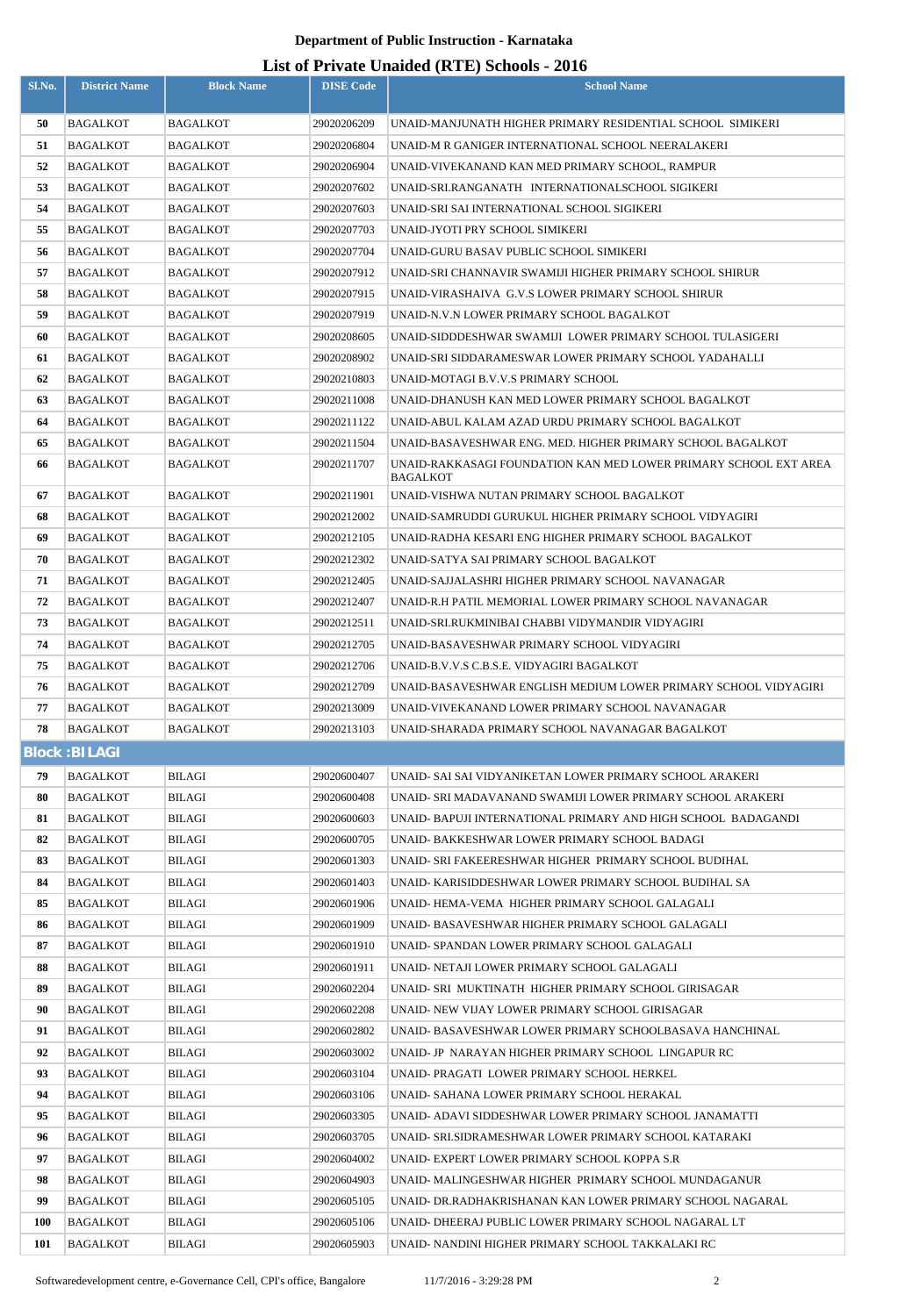**Department of Public Instruction - Karnataka**

## List of Private Unaided (RTE) Schools - 2016

| Sl.No. | District Name | Block Name | DISE Code | School Name |
|---|---|---|---|---|
| 50 | BAGALKOT | BAGALKOT | 29020206209 | UNAID-MANJUNATH HIGHER PRIMARY RESIDENTIAL SCHOOL SIMIKERI |
| 51 | BAGALKOT | BAGALKOT | 29020206804 | UNAID-M R GANIGER INTERNATIONAL SCHOOL NEERALAKERI |
| 52 | BAGALKOT | BAGALKOT | 29020206904 | UNAID-VIVEKANAND KAN MED PRIMARY SCHOOL, RAMPUR |
| 53 | BAGALKOT | BAGALKOT | 29020207602 | UNAID-SRI.RANGANATH INTERNATIONALSCHOOL SIGIKERI |
| 54 | BAGALKOT | BAGALKOT | 29020207603 | UNAID-SRI SAI INTERNATIONAL SCHOOL SIGIKERI |
| 55 | BAGALKOT | BAGALKOT | 29020207703 | UNAID-JYOTI PRY SCHOOL SIMIKERI |
| 56 | BAGALKOT | BAGALKOT | 29020207704 | UNAID-GURU BASAV PUBLIC SCHOOL SIMIKERI |
| 57 | BAGALKOT | BAGALKOT | 29020207912 | UNAID-SRI CHANNAVIR SWAMIJI HIGHER PRIMARY SCHOOL SHIRUR |
| 58 | BAGALKOT | BAGALKOT | 29020207915 | UNAID-VIRASHAIVA G.V.S LOWER PRIMARY SCHOOL SHIRUR |
| 59 | BAGALKOT | BAGALKOT | 29020207919 | UNAID-N.V.N LOWER PRIMARY SCHOOL BAGALKOT |
| 60 | BAGALKOT | BAGALKOT | 29020208605 | UNAID-SIDDDESHWAR SWAMIJI LOWER PRIMARY SCHOOL TULASIGERI |
| 61 | BAGALKOT | BAGALKOT | 29020208902 | UNAID-SRI SIDDARAMESWAR LOWER PRIMARY SCHOOL YADAHALLI |
| 62 | BAGALKOT | BAGALKOT | 29020210803 | UNAID-MOTAGI B.V.V.S PRIMARY SCHOOL |
| 63 | BAGALKOT | BAGALKOT | 29020211008 | UNAID-DHANUSH KAN MED LOWER PRIMARY SCHOOL BAGALKOT |
| 64 | BAGALKOT | BAGALKOT | 29020211122 | UNAID-ABUL KALAM AZAD URDU PRIMARY SCHOOL BAGALKOT |
| 65 | BAGALKOT | BAGALKOT | 29020211504 | UNAID-BASAVESHWAR ENG. MED. HIGHER PRIMARY SCHOOL BAGALKOT |
| 66 | BAGALKOT | BAGALKOT | 29020211707 | UNAID-RAKKASAGI FOUNDATION KAN MED LOWER PRIMARY SCHOOL EXT AREA BAGALKOT |
| 67 | BAGALKOT | BAGALKOT | 29020211901 | UNAID-VISHWA NUTAN PRIMARY SCHOOL BAGALKOT |
| 68 | BAGALKOT | BAGALKOT | 29020212002 | UNAID-SAMRUDDI GURUKUL HIGHER PRIMARY SCHOOL VIDYAGIRI |
| 69 | BAGALKOT | BAGALKOT | 29020212105 | UNAID-RADHA KESARI ENG HIGHER PRIMARY SCHOOL BAGALKOT |
| 70 | BAGALKOT | BAGALKOT | 29020212302 | UNAID-SATYA SAI PRIMARY SCHOOL BAGALKOT |
| 71 | BAGALKOT | BAGALKOT | 29020212405 | UNAID-SAJJALASHRI HIGHER PRIMARY SCHOOL NAVANAGAR |
| 72 | BAGALKOT | BAGALKOT | 29020212407 | UNAID-R.H PATIL MEMORIAL LOWER PRIMARY SCHOOL NAVANAGAR |
| 73 | BAGALKOT | BAGALKOT | 29020212511 | UNAID-SRI.RUKMINIBAI CHABBI VIDYMANDIR VIDYAGIRI |
| 74 | BAGALKOT | BAGALKOT | 29020212705 | UNAID-BASAVESHWAR PRIMARY SCHOOL VIDYAGIRI |
| 75 | BAGALKOT | BAGALKOT | 29020212706 | UNAID-B.V.V.S C.B.S.E. VIDYAGIRI BAGALKOT |
| 76 | BAGALKOT | BAGALKOT | 29020212709 | UNAID-BASAVESHWAR ENGLISH MEDIUM LOWER PRIMARY SCHOOL VIDYAGIRI |
| 77 | BAGALKOT | BAGALKOT | 29020213009 | UNAID-VIVEKANAND LOWER PRIMARY SCHOOL NAVANAGAR |
| 78 | BAGALKOT | BAGALKOT | 29020213103 | UNAID-SHARADA PRIMARY SCHOOL NAVANAGAR BAGALKOT |
| **Block : BILAGI** | | | | |
| 79 | BAGALKOT | BILAGI | 29020600407 | UNAID- SAI SAI VIDYANIKETAN LOWER PRIMARY SCHOOL ARAKERI |
| 80 | BAGALKOT | BILAGI | 29020600408 | UNAID- SRI MADAVANAND SWAMIJI LOWER PRIMARY SCHOOL ARAKERI |
| 81 | BAGALKOT | BILAGI | 29020600603 | UNAID- BAPUJI INTERNATIONAL PRIMARY AND HIGH SCHOOL BADAGANDI |
| 82 | BAGALKOT | BILAGI | 29020600705 | UNAID- BAKKESHWAR LOWER PRIMARY SCHOOL BADAGI |
| 83 | BAGALKOT | BILAGI | 29020601303 | UNAID- SRI FAKEERESHWAR HIGHER PRIMARY SCHOOL BUDIHAL |
| 84 | BAGALKOT | BILAGI | 29020601403 | UNAID- KARISIDDESHWAR LOWER PRIMARY SCHOOL BUDIHAL SA |
| 85 | BAGALKOT | BILAGI | 29020601906 | UNAID- HEMA-VEMA HIGHER PRIMARY SCHOOL GALAGALI |
| 86 | BAGALKOT | BILAGI | 29020601909 | UNAID- BASAVESHWAR HIGHER PRIMARY SCHOOL GALAGALI |
| 87 | BAGALKOT | BILAGI | 29020601910 | UNAID- SPANDAN LOWER PRIMARY SCHOOL GALAGALI |
| 88 | BAGALKOT | BILAGI | 29020601911 | UNAID- NETAJI LOWER PRIMARY SCHOOL GALAGALI |
| 89 | BAGALKOT | BILAGI | 29020602204 | UNAID- SRI MUKTINATH HIGHER PRIMARY SCHOOL GIRISAGAR |
| 90 | BAGALKOT | BILAGI | 29020602208 | UNAID- NEW VIJAY LOWER PRIMARY SCHOOL GIRISAGAR |
| 91 | BAGALKOT | BILAGI | 29020602802 | UNAID- BASAVESHWAR LOWER PRIMARY SCHOOLBASAVA HANCHINAL |
| 92 | BAGALKOT | BILAGI | 29020603002 | UNAID- JP NARAYAN HIGHER PRIMARY SCHOOL LINGAPUR RC |
| 93 | BAGALKOT | BILAGI | 29020603104 | UNAID- PRAGATI LOWER PRIMARY SCHOOL HERKEL |
| 94 | BAGALKOT | BILAGI | 29020603106 | UNAID- SAHANA LOWER PRIMARY SCHOOL HERAKAL |
| 95 | BAGALKOT | BILAGI | 29020603305 | UNAID- ADAVI SIDDESHWAR LOWER PRIMARY SCHOOL JANAMATTI |
| 96 | BAGALKOT | BILAGI | 29020603705 | UNAID- SRI.SIDRAMESHWAR LOWER PRIMARY SCHOOL KATARAKI |
| 97 | BAGALKOT | BILAGI | 29020604002 | UNAID- EXPERT LOWER PRIMARY SCHOOL KOPPA S.R |
| 98 | BAGALKOT | BILAGI | 29020604903 | UNAID- MALINGESHWAR HIGHER PRIMARY SCHOOL MUNDAGANUR |
| 99 | BAGALKOT | BILAGI | 29020605105 | UNAID- DR.RADHAKRISHANAN KAN LOWER PRIMARY SCHOOL NAGARAL |
| 100 | BAGALKOT | BILAGI | 29020605106 | UNAID- DHEERAJ PUBLIC LOWER PRIMARY SCHOOL NAGARAL LT |
| 101 | BAGALKOT | BILAGI | 29020605903 | UNAID- NANDINI HIGHER PRIMARY SCHOOL TAKKALAKI RC |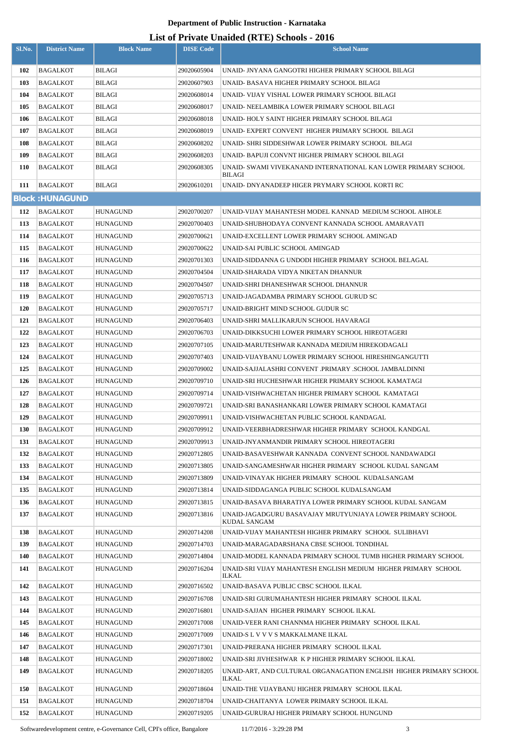**Department of Public Instruction - Karnataka**

**List of Private Unaided (RTE) Schools - 2016**

| Sl.No. | District Name | Block Name | DISE Code | School Name |
|---|---|---|---|---|
| 102 | BAGALKOT | BILAGI | 29020605904 | UNAID- JNYANA GANGOTRI HIGHER PRIMARY SCHOOL BILAGI |
| 103 | BAGALKOT | BILAGI | 29020607903 | UNAID- BASAVA HIGHER PRIMARY SCHOOL BILAGI |
| 104 | BAGALKOT | BILAGI | 29020608014 | UNAID- VIJAY VISHAL LOWER PRIMARY SCHOOL BILAGI |
| 105 | BAGALKOT | BILAGI | 29020608017 | UNAID- NEELAMBIKA LOWER PRIMARY SCHOOL BILAGI |
| 106 | BAGALKOT | BILAGI | 29020608018 | UNAID- HOLY SAINT HIGHER PRIMARY SCHOOL BILAGI |
| 107 | BAGALKOT | BILAGI | 29020608019 | UNAID- EXPERT CONVENT HIGHER PRIMARY SCHOOL BILAGI |
| 108 | BAGALKOT | BILAGI | 29020608202 | UNAID- SHRI SIDDESHWAR LOWER PRIMARY SCHOOL BILAGI |
| 109 | BAGALKOT | BILAGI | 29020608203 | UNAID- BAPUJI CONVNT HIGHER PRIMARY SCHOOL BILAGI |
| 110 | BAGALKOT | BILAGI | 29020608305 | UNAID- SWAMI VIVEKANAND INTERNATIONAL KAN LOWER PRIMARY SCHOOL BILAGI |
| 111 | BAGALKOT | BILAGI | 29020610201 | UNAID- DNYANADEEP HIGER PRYMARY SCHOOL KORTI RC |
| **Block :HUNAGUND** | | | | |
| 112 | BAGALKOT | HUNAGUND | 29020700207 | UNAID-VIJAY MAHANTESH MODEL KANNAD MEDIUM SCHOOL AIHOLE |
| 113 | BAGALKOT | HUNAGUND | 29020700403 | UNAID-SHUBHODAYA CONVENT KANNADA SCHOOL AMARAVATI |
| 114 | BAGALKOT | HUNAGUND | 29020700621 | UNAID-EXCELLENT LOWER PRIMARY SCHOOL AMINGAD |
| 115 | BAGALKOT | HUNAGUND | 29020700622 | UNAID-SAI PUBLIC SCHOOL AMINGAD |
| 116 | BAGALKOT | HUNAGUND | 29020701303 | UNAID-SIDDANNA G UNDODI HIGHER PRIMARY SCHOOL BELAGAL |
| 117 | BAGALKOT | HUNAGUND | 29020704504 | UNAID-SHARADA VIDYA NIKETAN DHANNUR |
| 118 | BAGALKOT | HUNAGUND | 29020704507 | UNAID-SHRI DHANESHWAR SCHOOL DHANNUR |
| 119 | BAGALKOT | HUNAGUND | 29020705713 | UNAID-JAGADAMBA PRIMARY SCHOOL GURUD SC |
| 120 | BAGALKOT | HUNAGUND | 29020705717 | UNAID-BRIGHT MIND SCHOOL GUDUR SC |
| 121 | BAGALKOT | HUNAGUND | 29020706403 | UNAID-SHRI MALLIKARJUN SCHOOL HAVARAGI |
| 122 | BAGALKOT | HUNAGUND | 29020706703 | UNAID-DIKKSUCHI LOWER PRIMARY SCHOOL HIREOTAGERI |
| 123 | BAGALKOT | HUNAGUND | 29020707105 | UNAID-MARUTESHWAR KANNADA MEDIUM HIREKODAGALI |
| 124 | BAGALKOT | HUNAGUND | 29020707403 | UNAID-VIJAYBANU LOWER PRIMARY SCHOOL HIRESHINGANGUTTI |
| 125 | BAGALKOT | HUNAGUND | 29020709002 | UNAID-SAJJALASHRI CONVENT .PRIMARY .SCHOOL JAMBALDINNI |
| 126 | BAGALKOT | HUNAGUND | 29020709710 | UNAID-SRI HUCHESHWAR HIGHER PRIMARY SCHOOL KAMATAGI |
| 127 | BAGALKOT | HUNAGUND | 29020709714 | UNAID-VISHWACHETAN HIGHER PRIMARY SCHOOL KAMATAGI |
| 128 | BAGALKOT | HUNAGUND | 29020709721 | UNAID-SRI BANASHANKARI LOWER PRIMARY SCHOOL KAMATAGI |
| 129 | BAGALKOT | HUNAGUND | 29020709911 | UNAID-VISHWACHETAN PUBLIC SCHOOL KANDAGAL |
| 130 | BAGALKOT | HUNAGUND | 29020709912 | UNAID-VEERBHADRESHWAR HIGHER PRIMARY SCHOOL KANDGAL |
| 131 | BAGALKOT | HUNAGUND | 29020709913 | UNAID-JNYANMANDIR PRIMARY SCHOOL HIREOTAGERI |
| 132 | BAGALKOT | HUNAGUND | 29020712805 | UNAID-BASAVESHWAR KANNADA CONVENT SCHOOL NANDAWADGI |
| 133 | BAGALKOT | HUNAGUND | 29020713805 | UNAID-SANGAMESHWAR HIGHER PRIMARY SCHOOL KUDAL SANGAM |
| 134 | BAGALKOT | HUNAGUND | 29020713809 | UNAID-VINAYAK HIGHER PRIMARY SCHOOL KUDALSANGAM |
| 135 | BAGALKOT | HUNAGUND | 29020713814 | UNAID-SIDDAGANGA PUBLIC SCHOOL KUDALSANGAM |
| 136 | BAGALKOT | HUNAGUND | 29020713815 | UNAID-BASAVA BHARATIYA LOWER PRIMARY SCHOOL KUDAL SANGAM |
| 137 | BAGALKOT | HUNAGUND | 29020713816 | UNAID-JAGADGURU BASAVAJAY MRUTYUNJAYA LOWER PRIMARY SCHOOL KUDAL SANGAM |
| 138 | BAGALKOT | HUNAGUND | 29020714208 | UNAID-VIJAY MAHANTESH HIGHER PRIMARY SCHOOL SULIBHAVI |
| 139 | BAGALKOT | HUNAGUND | 29020714703 | UNAID-MARAGADARSHANA CBSE SCHOOL TONDIHAL |
| 140 | BAGALKOT | HUNAGUND | 29020714804 | UNAID-MODEL KANNADA PRIMARY SCHOOL TUMB HIGHER PRIMARY SCHOOL |
| 141 | BAGALKOT | HUNAGUND | 29020716204 | UNAID-SRI VIJAY MAHANTESH ENGLISH MEDIUM HIGHER PRIMARY SCHOOL ILKAL |
| 142 | BAGALKOT | HUNAGUND | 29020716502 | UNAID-BASAVA PUBLIC CBSC SCHOOL ILKAL |
| 143 | BAGALKOT | HUNAGUND | 29020716708 | UNAID-SRI GURUMAHANTESH HIGHER PRIMARY SCHOOL ILKAL |
| 144 | BAGALKOT | HUNAGUND | 29020716801 | UNAID-SAJJAN HIGHER PRIMARY SCHOOL ILKAL |
| 145 | BAGALKOT | HUNAGUND | 29020717008 | UNAID-VEER RANI CHANNMA HIGHER PRIMARY SCHOOL ILKAL |
| 146 | BAGALKOT | HUNAGUND | 29020717009 | UNAID-S L V V V S MAKKALMANE ILKAL |
| 147 | BAGALKOT | HUNAGUND | 29020717301 | UNAID-PRERANA HIGHER PRIMARY SCHOOL ILKAL |
| 148 | BAGALKOT | HUNAGUND | 29020718002 | UNAID-SRI JIVHESHWAR K P HIGHER PRIMARY SCHOOL ILKAL |
| 149 | BAGALKOT | HUNAGUND | 29020718205 | UNAID-ART, AND CULTURAL ORGANAGATION ENGLISH HIGHER PRIMARY SCHOOL ILKAL |
| 150 | BAGALKOT | HUNAGUND | 29020718604 | UNAID-THE VIJAYBANU HIGHER PRIMARY SCHOOL ILKAL |
| 151 | BAGALKOT | HUNAGUND | 29020718704 | UNAID-CHAITANYA LOWER PRIMARY SCHOOL ILKAL |
| 152 | BAGALKOT | HUNAGUND | 29020719205 | UNAID-GURURAJ HIGHER PRIMARY SCHOOL HUNGUND |

Softwaredevelopment centre, e-Governance Cell, CPI's office, Bangalore 11/7/2016 - 3:29:28 PM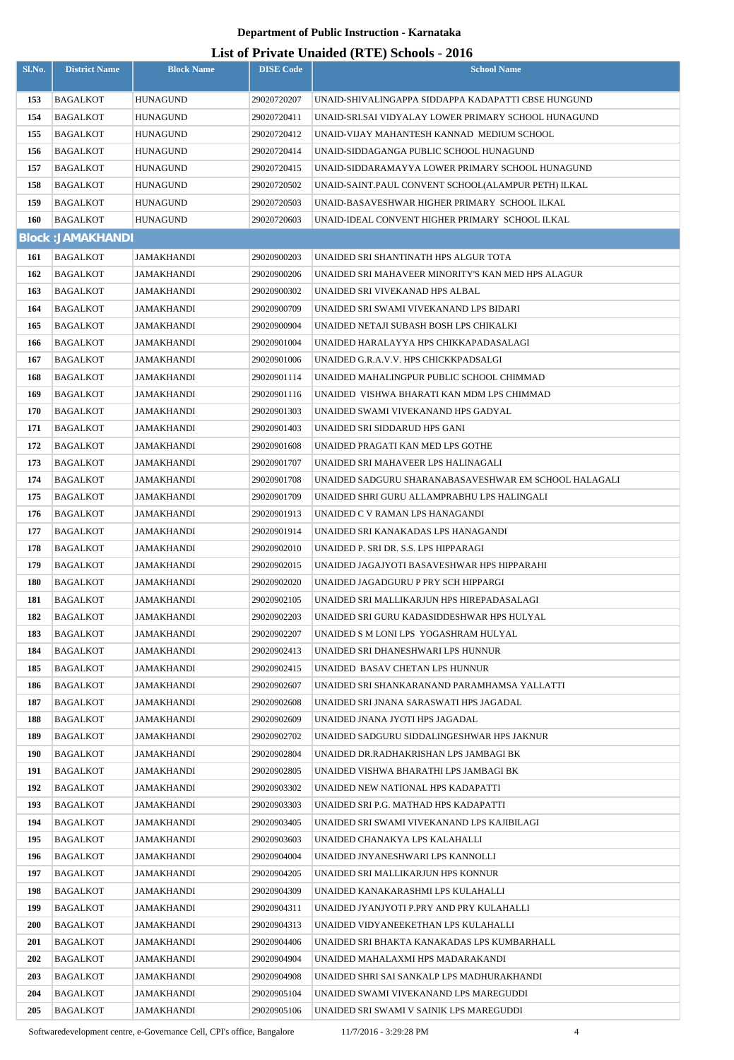**Department of Public Instruction - Karnataka**

## List of Private Unaided (RTE) Schools - 2016

| Sl.No. | District Name | Block Name | DISE Code | School Name |
|---|---|---|---|---|
| 153 | BAGALKOT | HUNAGUND | 29020720207 | UNAID-SHIVALINGAPPA SIDDAPPA KADAPATTI CBSE HUNGUND |
| 154 | BAGALKOT | HUNAGUND | 29020720411 | UNAID-SRI.SAI VIDYALAY LOWER PRIMARY SCHOOL HUNAGUND |
| 155 | BAGALKOT | HUNAGUND | 29020720412 | UNAID-VIJAY MAHANTESH KANNAD MEDIUM SCHOOL |
| 156 | BAGALKOT | HUNAGUND | 29020720414 | UNAID-SIDDAGANGA PUBLIC SCHOOL HUNAGUND |
| 157 | BAGALKOT | HUNAGUND | 29020720415 | UNAID-SIDDARAMAYYA LOWER PRIMARY SCHOOL HUNAGUND |
| 158 | BAGALKOT | HUNAGUND | 29020720502 | UNAID-SAINT.PAUL CONVENT SCHOOL(ALAMPUR PETH) ILKAL |
| 159 | BAGALKOT | HUNAGUND | 29020720503 | UNAID-BASAVESHWAR HIGHER PRIMARY SCHOOL ILKAL |
| 160 | BAGALKOT | HUNAGUND | 29020720603 | UNAID-IDEAL CONVENT HIGHER PRIMARY SCHOOL ILKAL |
| **Block : JAMAKHANDI** | | | | |
| 161 | BAGALKOT | JAMAKHANDI | 29020900203 | UNAIDED SRI SHANTINATH HPS ALGUR TOTA |
| 162 | BAGALKOT | JAMAKHANDI | 29020900206 | UNAIDED SRI MAHAVEER MINORITY'S KAN MED HPS ALAGUR |
| 163 | BAGALKOT | JAMAKHANDI | 29020900302 | UNAIDED SRI VIVEKANAD HPS ALBAL |
| 164 | BAGALKOT | JAMAKHANDI | 29020900709 | UNAIDED SRI SWAMI VIVEKANAND LPS BIDARI |
| 165 | BAGALKOT | JAMAKHANDI | 29020900904 | UNAIDED NETAJI SUBASH BOSH LPS CHIKALKI |
| 166 | BAGALKOT | JAMAKHANDI | 29020901004 | UNAIDED HARALAYYA HPS CHIKKAPADASALAGI |
| 167 | BAGALKOT | JAMAKHANDI | 29020901006 | UNAIDED G.R.A.V.V. HPS CHICKKPADSALGI |
| 168 | BAGALKOT | JAMAKHANDI | 29020901114 | UNAIDED MAHALINGPUR PUBLIC SCHOOL CHIMMAD |
| 169 | BAGALKOT | JAMAKHANDI | 29020901116 | UNAIDED VISHWA BHARATI KAN MDM LPS CHIMMAD |
| 170 | BAGALKOT | JAMAKHANDI | 29020901303 | UNAIDED SWAMI VIVEKANAND HPS GADYAL |
| 171 | BAGALKOT | JAMAKHANDI | 29020901403 | UNAIDED SRI SIDDARUD HPS GANI |
| 172 | BAGALKOT | JAMAKHANDI | 29020901608 | UNAIDED PRAGATI KAN MED LPS GOTHE |
| 173 | BAGALKOT | JAMAKHANDI | 29020901707 | UNAIDED SRI MAHAVEER LPS HALINAGALI |
| 174 | BAGALKOT | JAMAKHANDI | 29020901708 | UNAIDED SADGURU SHARANABASAVESHWAR EM SCHOOL HALAGALI |
| 175 | BAGALKOT | JAMAKHANDI | 29020901709 | UNAIDED SHRI GURU ALLAMPRABHU LPS HALINGALI |
| 176 | BAGALKOT | JAMAKHANDI | 29020901913 | UNAIDED C V RAMAN LPS HANAGANDI |
| 177 | BAGALKOT | JAMAKHANDI | 29020901914 | UNAIDED SRI KANAKADAS LPS HANAGANDI |
| 178 | BAGALKOT | JAMAKHANDI | 29020902010 | UNAIDED P. SRI DR. S.S. LPS HIPPARAGI |
| 179 | BAGALKOT | JAMAKHANDI | 29020902015 | UNAIDED JAGAJYOTI BASAVESHWAR HPS HIPPARAHI |
| 180 | BAGALKOT | JAMAKHANDI | 29020902020 | UNAIDED JAGADGURU P PRY SCH HIPPARGI |
| 181 | BAGALKOT | JAMAKHANDI | 29020902105 | UNAIDED SRI MALLIKARJUN HPS HIREPADASALAGI |
| 182 | BAGALKOT | JAMAKHANDI | 29020902203 | UNAIDED SRI GURU KADASIDDESHWAR HPS HULYAL |
| 183 | BAGALKOT | JAMAKHANDI | 29020902207 | UNAIDED S M LONI LPS YOGASHRAM HULYAL |
| 184 | BAGALKOT | JAMAKHANDI | 29020902413 | UNAIDED SRI DHANESHWARI LPS HUNNUR |
| 185 | BAGALKOT | JAMAKHANDI | 29020902415 | UNAIDED BASAV CHETAN LPS HUNNUR |
| 186 | BAGALKOT | JAMAKHANDI | 29020902607 | UNAIDED SRI SHANKARANAND PARAMHAMSA YALLATTI |
| 187 | BAGALKOT | JAMAKHANDI | 29020902608 | UNAIDED SRI JNANA SARASWATI HPS JAGADAL |
| 188 | BAGALKOT | JAMAKHANDI | 29020902609 | UNAIDED JNANA JYOTI HPS JAGADAL |
| 189 | BAGALKOT | JAMAKHANDI | 29020902702 | UNAIDED SADGURU SIDDALINGESHWAR HPS JAKNUR |
| 190 | BAGALKOT | JAMAKHANDI | 29020902804 | UNAIDED DR.RADHAKRISHAN LPS JAMBAGI BK |
| 191 | BAGALKOT | JAMAKHANDI | 29020902805 | UNAIDED VISHWA BHARATHI LPS JAMBAGI BK |
| 192 | BAGALKOT | JAMAKHANDI | 29020903302 | UNAIDED NEW NATIONAL HPS KADAPATTI |
| 193 | BAGALKOT | JAMAKHANDI | 29020903303 | UNAIDED SRI P.G. MATHAD HPS KADAPATTI |
| 194 | BAGALKOT | JAMAKHANDI | 29020903405 | UNAIDED SRI SWAMI VIVEKANAND LPS KAJIBILAGI |
| 195 | BAGALKOT | JAMAKHANDI | 29020903603 | UNAIDED CHANAKYA LPS KALAHALLI |
| 196 | BAGALKOT | JAMAKHANDI | 29020904004 | UNAIDED JNYANESHWARI LPS KANNOLLI |
| 197 | BAGALKOT | JAMAKHANDI | 29020904205 | UNAIDED SRI MALLIKARJUN HPS KONNUR |
| 198 | BAGALKOT | JAMAKHANDI | 29020904309 | UNAIDED KANAKARASHMI LPS KULAHALLI |
| 199 | BAGALKOT | JAMAKHANDI | 29020904311 | UNAIDED JYANJYOTI P.PRY AND PRY KULAHALLI |
| 200 | BAGALKOT | JAMAKHANDI | 29020904313 | UNAIDED VIDYANEEKETHAN LPS KULAHALLI |
| 201 | BAGALKOT | JAMAKHANDI | 29020904406 | UNAIDED SRI BHAKTA KANAKADAS LPS KUMBARHALL |
| 202 | BAGALKOT | JAMAKHANDI | 29020904904 | UNAIDED MAHALAXMI HPS MADARAKANDI |
| 203 | BAGALKOT | JAMAKHANDI | 29020904908 | UNAIDED SHRI SAI SANKALP LPS MADHURAKHANDI |
| 204 | BAGALKOT | JAMAKHANDI | 29020905104 | UNAIDED SWAMI VIVEKANAND LPS MAREGUDDI |
| 205 | BAGALKOT | JAMAKHANDI | 29020905106 | UNAIDED SRI SWAMI V SAINIK LPS MAREGUDDI |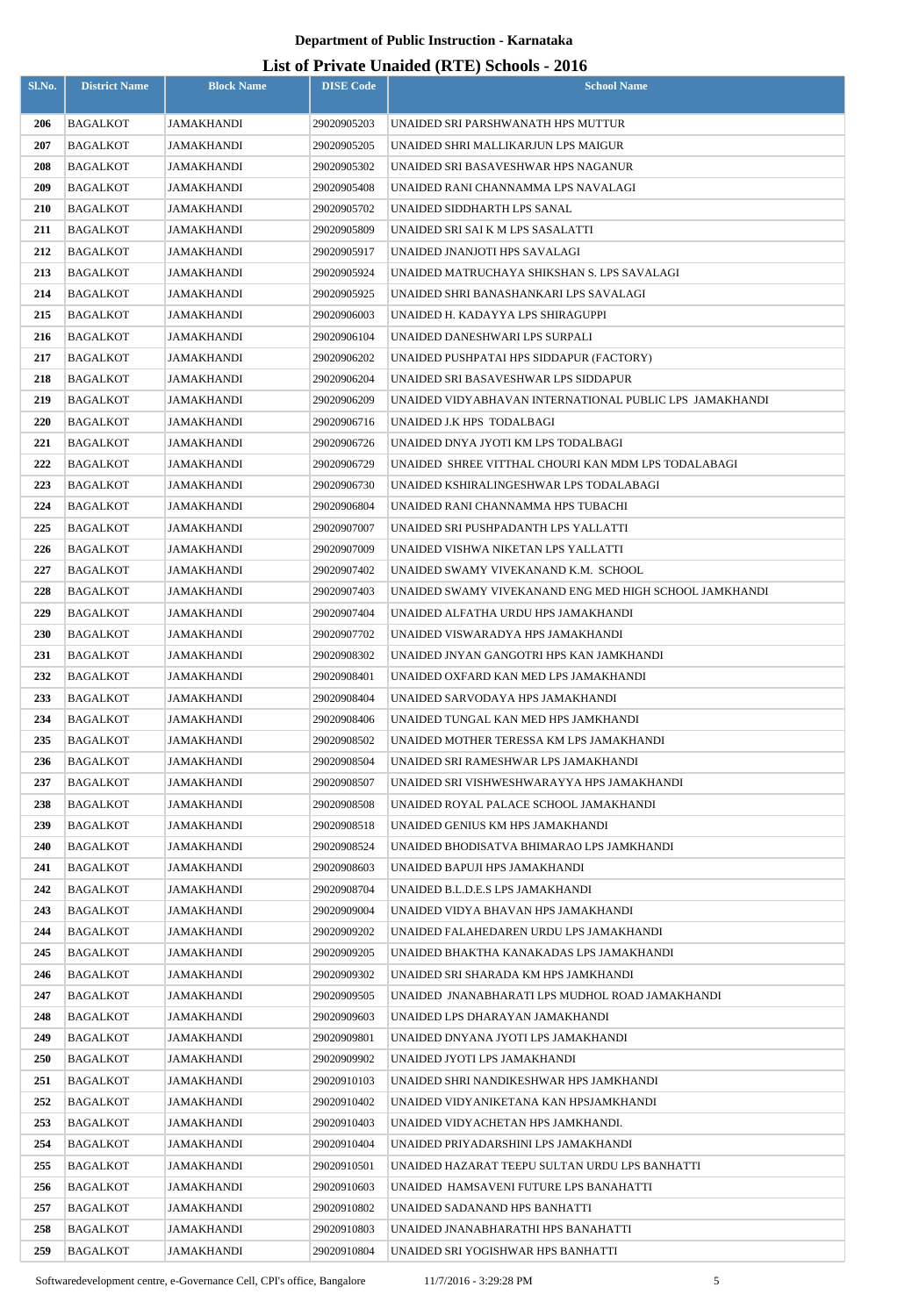**Department of Public Instruction - Karnataka**

## List of Private Unaided (RTE) Schools - 2016

| Sl.No. | District Name | Block Name | DISE Code | School Name |
|---|---|---|---|---|
| 206 | BAGALKOT | JAMAKHANDI | 29020905203 | UNAIDED SRI PARSHWANATH HPS MUTTUR |
| 207 | BAGALKOT | JAMAKHANDI | 29020905205 | UNAIDED SHRI MALLIKARJUN LPS MAIGUR |
| 208 | BAGALKOT | JAMAKHANDI | 29020905302 | UNAIDED SRI BASAVESHWAR HPS NAGANUR |
| 209 | BAGALKOT | JAMAKHANDI | 29020905408 | UNAIDED RANI CHANNAMMA LPS NAVALAGI |
| 210 | BAGALKOT | JAMAKHANDI | 29020905702 | UNAIDED SIDDHARTH LPS SANAL |
| 211 | BAGALKOT | JAMAKHANDI | 29020905809 | UNAIDED SRI SAI K M LPS SASALATTI |
| 212 | BAGALKOT | JAMAKHANDI | 29020905917 | UNAIDED JNANJOTI HPS SAVALAGI |
| 213 | BAGALKOT | JAMAKHANDI | 29020905924 | UNAIDED MATRUCHAYA SHIKSHAN S. LPS SAVALAGI |
| 214 | BAGALKOT | JAMAKHANDI | 29020905925 | UNAIDED SHRI BANASHANKARI LPS SAVALAGI |
| 215 | BAGALKOT | JAMAKHANDI | 29020906003 | UNAIDED H. KADAYYA LPS SHIRAGUPPI |
| 216 | BAGALKOT | JAMAKHANDI | 29020906104 | UNAIDED DANESHWARI LPS SURPALI |
| 217 | BAGALKOT | JAMAKHANDI | 29020906202 | UNAIDED PUSHPATAI HPS SIDDAPUR (FACTORY) |
| 218 | BAGALKOT | JAMAKHANDI | 29020906204 | UNAIDED SRI BASAVESHWAR LPS SIDDAPUR |
| 219 | BAGALKOT | JAMAKHANDI | 29020906209 | UNAIDED VIDYABHAVAN INTERNATIONAL PUBLIC LPS JAMAKHANDI |
| 220 | BAGALKOT | JAMAKHANDI | 29020906716 | UNAIDED J.K HPS TODALBAGI |
| 221 | BAGALKOT | JAMAKHANDI | 29020906726 | UNAIDED DNYA JYOTI KM LPS TODALBAGI |
| 222 | BAGALKOT | JAMAKHANDI | 29020906729 | UNAIDED SHREE VITTHAL CHOURI KAN MDM LPS TODALABAGI |
| 223 | BAGALKOT | JAMAKHANDI | 29020906730 | UNAIDED KSHIRALINGESHWAR LPS TODALABAGI |
| 224 | BAGALKOT | JAMAKHANDI | 29020906804 | UNAIDED RANI CHANNAMMA HPS TUBACHI |
| 225 | BAGALKOT | JAMAKHANDI | 29020907007 | UNAIDED SRI PUSHPADANTH LPS YALLATTI |
| 226 | BAGALKOT | JAMAKHANDI | 29020907009 | UNAIDED VISHWA NIKETAN LPS YALLATTI |
| 227 | BAGALKOT | JAMAKHANDI | 29020907402 | UNAIDED SWAMY VIVEKANAND K.M. SCHOOL |
| 228 | BAGALKOT | JAMAKHANDI | 29020907403 | UNAIDED SWAMY VIVEKANAND ENG MED HIGH SCHOOL JAMKHANDI |
| 229 | BAGALKOT | JAMAKHANDI | 29020907404 | UNAIDED ALFATHA URDU HPS JAMAKHANDI |
| 230 | BAGALKOT | JAMAKHANDI | 29020907702 | UNAIDED VISWARADYA HPS JAMAKHANDI |
| 231 | BAGALKOT | JAMAKHANDI | 29020908302 | UNAIDED JNYAN GANGOTRI HPS KAN JAMKHANDI |
| 232 | BAGALKOT | JAMAKHANDI | 29020908401 | UNAIDED OXFARD KAN MED LPS JAMAKHANDI |
| 233 | BAGALKOT | JAMAKHANDI | 29020908404 | UNAIDED SARVODAYA HPS JAMAKHANDI |
| 234 | BAGALKOT | JAMAKHANDI | 29020908406 | UNAIDED TUNGAL KAN MED HPS JAMKHANDI |
| 235 | BAGALKOT | JAMAKHANDI | 29020908502 | UNAIDED MOTHER TERESSA KM LPS JAMAKHANDI |
| 236 | BAGALKOT | JAMAKHANDI | 29020908504 | UNAIDED SRI RAMESHWAR LPS JAMAKHANDI |
| 237 | BAGALKOT | JAMAKHANDI | 29020908507 | UNAIDED SRI VISHWESHWARAYYA HPS JAMAKHANDI |
| 238 | BAGALKOT | JAMAKHANDI | 29020908508 | UNAIDED ROYAL PALACE SCHOOL JAMAKHANDI |
| 239 | BAGALKOT | JAMAKHANDI | 29020908518 | UNAIDED GENIUS KM HPS JAMAKHANDI |
| 240 | BAGALKOT | JAMAKHANDI | 29020908524 | UNAIDED BHODISATVA BHIMARAO LPS JAMKHANDI |
| 241 | BAGALKOT | JAMAKHANDI | 29020908603 | UNAIDED BAPUJI HPS JAMAKHANDI |
| 242 | BAGALKOT | JAMAKHANDI | 29020908704 | UNAIDED B.L.D.E.S LPS JAMAKHANDI |
| 243 | BAGALKOT | JAMAKHANDI | 29020909004 | UNAIDED VIDYA BHAVAN HPS JAMAKHANDI |
| 244 | BAGALKOT | JAMAKHANDI | 29020909202 | UNAIDED FALAHEDAREN URDU LPS JAMAKHANDI |
| 245 | BAGALKOT | JAMAKHANDI | 29020909205 | UNAIDED BHAKTHA KANAKADAS LPS JAMAKHANDI |
| 246 | BAGALKOT | JAMAKHANDI | 29020909302 | UNAIDED SRI SHARADA KM HPS JAMKHANDI |
| 247 | BAGALKOT | JAMAKHANDI | 29020909505 | UNAIDED JNANABHARATI LPS MUDHOL ROAD JAMAKHANDI |
| 248 | BAGALKOT | JAMAKHANDI | 29020909603 | UNAIDED LPS DHARAYAN JAMAKHANDI |
| 249 | BAGALKOT | JAMAKHANDI | 29020909801 | UNAIDED DNYANA JYOTI LPS JAMAKHANDI |
| 250 | BAGALKOT | JAMAKHANDI | 29020909902 | UNAIDED JYOTI LPS JAMAKHANDI |
| 251 | BAGALKOT | JAMAKHANDI | 29020910103 | UNAIDED SHRI NANDIKESHWAR HPS JAMKHANDI |
| 252 | BAGALKOT | JAMAKHANDI | 29020910402 | UNAIDED VIDYANIKETANA KAN HPSJAMKHANDI |
| 253 | BAGALKOT | JAMAKHANDI | 29020910403 | UNAIDED VIDYACHETAN HPS JAMKHANDI. |
| 254 | BAGALKOT | JAMAKHANDI | 29020910404 | UNAIDED PRIYADARSHINI LPS JAMAKHANDI |
| 255 | BAGALKOT | JAMAKHANDI | 29020910501 | UNAIDED HAZARAT TEEPU SULTAN URDU LPS BANHATTI |
| 256 | BAGALKOT | JAMAKHANDI | 29020910603 | UNAIDED HAMSAVENI FUTURE LPS BANAHATTI |
| 257 | BAGALKOT | JAMAKHANDI | 29020910802 | UNAIDED SADANAND HPS BANHATTI |
| 258 | BAGALKOT | JAMAKHANDI | 29020910803 | UNAIDED JNANABHARATHI HPS BANAHATTI |
| 259 | BAGALKOT | JAMAKHANDI | 29020910804 | UNAIDED SRI YOGISHWAR HPS BANHATTI |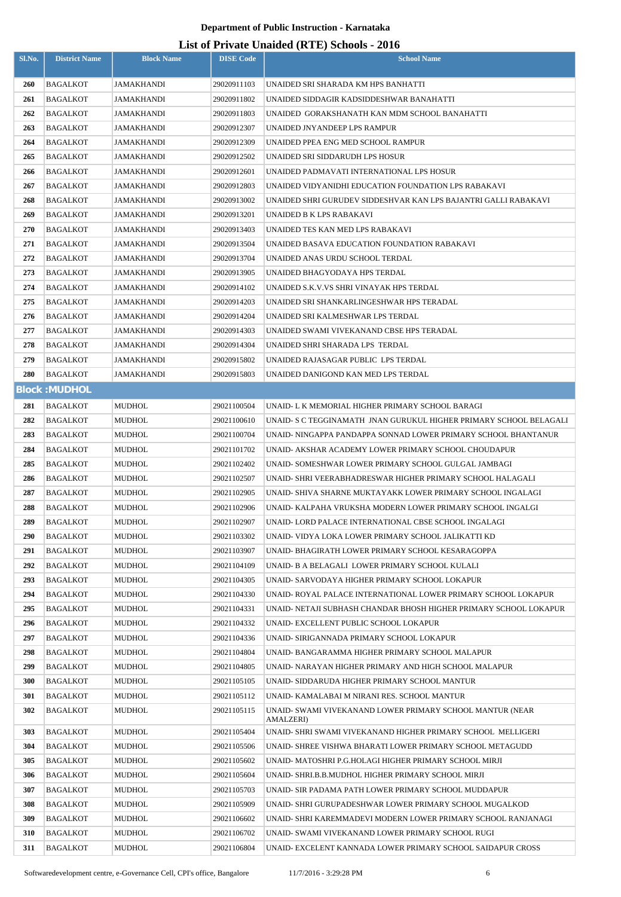**Department of Public Instruction - Karnataka**

# List of Private Unaided (RTE) Schools - 2016

| Sl.No. | District Name | Block Name | DISE Code | School Name |
|---|---|---|---|---|
| 260 | BAGALKOT | JAMAKHANDI | 29020911103 | UNAIDED SRI SHARADA KM HPS BANHATTI |
| 261 | BAGALKOT | JAMAKHANDI | 29020911802 | UNAIDED SIDDAGIR KADSIDDESHWAR BANAHATTI |
| 262 | BAGALKOT | JAMAKHANDI | 29020911803 | UNAIDED GORAKSHANATH KAN MDM SCHOOL BANAHATTI |
| 263 | BAGALKOT | JAMAKHANDI | 29020912307 | UNAIDED JNYANDEEP LPS RAMPUR |
| 264 | BAGALKOT | JAMAKHANDI | 29020912309 | UNAIDED PPEA ENG MED SCHOOL RAMPUR |
| 265 | BAGALKOT | JAMAKHANDI | 29020912502 | UNAIDED SRI SIDDARUDH LPS HOSUR |
| 266 | BAGALKOT | JAMAKHANDI | 29020912601 | UNAIDED PADMAVATI INTERNATIONAL LPS HOSUR |
| 267 | BAGALKOT | JAMAKHANDI | 29020912803 | UNAIDED VIDYANIDHI EDUCATION FOUNDATION LPS RABAKAVI |
| 268 | BAGALKOT | JAMAKHANDI | 29020913002 | UNAIDED SHRI GURUDEV SIDDESHVAR KAN LPS BAJANTRI GALLI RABAKAVI |
| 269 | BAGALKOT | JAMAKHANDI | 29020913201 | UNAIDED B K LPS RABAKAVI |
| 270 | BAGALKOT | JAMAKHANDI | 29020913403 | UNAIDED TES KAN MED LPS RABAKAVI |
| 271 | BAGALKOT | JAMAKHANDI | 29020913504 | UNAIDED BASAVA EDUCATION FOUNDATION RABAKAVI |
| 272 | BAGALKOT | JAMAKHANDI | 29020913704 | UNAIDED ANAS URDU SCHOOL TERDAL |
| 273 | BAGALKOT | JAMAKHANDI | 29020913905 | UNAIDED BHAGYODAYA HPS TERDAL |
| 274 | BAGALKOT | JAMAKHANDI | 29020914102 | UNAIDED S.K.V.VS SHRI VINAYAK HPS TERDAL |
| 275 | BAGALKOT | JAMAKHANDI | 29020914203 | UNAIDED SRI SHANKARLINGESHWAR HPS TERADAL |
| 276 | BAGALKOT | JAMAKHANDI | 29020914204 | UNAIDED SRI KALMESHWAR LPS TERDAL |
| 277 | BAGALKOT | JAMAKHANDI | 29020914303 | UNAIDED SWAMI VIVEKANAND CBSE HPS TERADAL |
| 278 | BAGALKOT | JAMAKHANDI | 29020914304 | UNAIDED SHRI SHARADA LPS TERDAL |
| 279 | BAGALKOT | JAMAKHANDI | 29020915802 | UNAIDED RAJASAGAR PUBLIC LPS TERDAL |
| 280 | BAGALKOT | JAMAKHANDI | 29020915803 | UNAIDED DANIGOND KAN MED LPS TERDAL |
| **Block :MUDHOL** | | | | |
| 281 | BAGALKOT | MUDHOL | 29021100504 | UNAID- L K MEMORIAL HIGHER PRIMARY SCHOOL BARAGI |
| 282 | BAGALKOT | MUDHOL | 29021100610 | UNAID- S C TEGGINAMATH JNAN GURUKUL HIGHER PRIMARY SCHOOL BELAGALI |
| 283 | BAGALKOT | MUDHOL | 29021100704 | UNAID- NINGAPPA PANDAPPA SONNAD LOWER PRIMARY SCHOOL BHANTANUR |
| 284 | BAGALKOT | MUDHOL | 29021101702 | UNAID- AKSHAR ACADEMY LOWER PRIMARY SCHOOL CHOUDAPUR |
| 285 | BAGALKOT | MUDHOL | 29021102402 | UNAID- SOMESHWAR LOWER PRIMARY SCHOOL GULGAL JAMBAGI |
| 286 | BAGALKOT | MUDHOL | 29021102507 | UNAID- SHRI VEERABHADRESWAR HIGHER PRIMARY SCHOOL HALAGALI |
| 287 | BAGALKOT | MUDHOL | 29021102905 | UNAID- SHIVA SHARNE MUKTAYAKK LOWER PRIMARY SCHOOL INGALAGI |
| 288 | BAGALKOT | MUDHOL | 29021102906 | UNAID- KALPAHA VRUKSHA MODERN LOWER PRIMARY SCHOOL INGALGI |
| 289 | BAGALKOT | MUDHOL | 29021102907 | UNAID- LORD PALACE INTERNATIONAL CBSE SCHOOL INGALAGI |
| 290 | BAGALKOT | MUDHOL | 29021103302 | UNAID- VIDYA LOKA LOWER PRIMARY SCHOOL JALIKATTI KD |
| 291 | BAGALKOT | MUDHOL | 29021103907 | UNAID- BHAGIRATH LOWER PRIMARY SCHOOL KESARAGOPPA |
| 292 | BAGALKOT | MUDHOL | 29021104109 | UNAID- B A BELAGALI LOWER PRIMARY SCHOOL KULALI |
| 293 | BAGALKOT | MUDHOL | 29021104305 | UNAID- SARVODAYA HIGHER PRIMARY SCHOOL LOKAPUR |
| 294 | BAGALKOT | MUDHOL | 29021104330 | UNAID- ROYAL PALACE INTERNATIONAL LOWER PRIMARY SCHOOL LOKAPUR |
| 295 | BAGALKOT | MUDHOL | 29021104331 | UNAID- NETAJI SUBHASH CHANDAR BHOSH HIGHER PRIMARY SCHOOL LOKAPUR |
| 296 | BAGALKOT | MUDHOL | 29021104332 | UNAID- EXCELLENT PUBLIC SCHOOL LOKAPUR |
| 297 | BAGALKOT | MUDHOL | 29021104336 | UNAID- SIRIGANNADA PRIMARY SCHOOL LOKAPUR |
| 298 | BAGALKOT | MUDHOL | 29021104804 | UNAID- BANGARAMMA HIGHER PRIMARY SCHOOL MALAPUR |
| 299 | BAGALKOT | MUDHOL | 29021104805 | UNAID- NARAYAN HIGHER PRIMARY AND HIGH SCHOOL MALAPUR |
| 300 | BAGALKOT | MUDHOL | 29021105105 | UNAID- SIDDARUDA HIGHER PRIMARY SCHOOL MANTUR |
| 301 | BAGALKOT | MUDHOL | 29021105112 | UNAID- KAMALABAI M NIRANI RES. SCHOOL MANTUR |
| 302 | BAGALKOT | MUDHOL | 29021105115 | UNAID- SWAMI VIVEKANAND LOWER PRIMARY SCHOOL MANTUR (NEAR AMALZERI) |
| 303 | BAGALKOT | MUDHOL | 29021105404 | UNAID- SHRI SWAMI VIVEKANAND HIGHER PRIMARY SCHOOL MELLIGERI |
| 304 | BAGALKOT | MUDHOL | 29021105506 | UNAID- SHREE VISHWA BHARATI LOWER PRIMARY SCHOOL METAGUDD |
| 305 | BAGALKOT | MUDHOL | 29021105602 | UNAID- MATOSHRI P.G.HOLAGI HIGHER PRIMARY SCHOOL MIRJI |
| 306 | BAGALKOT | MUDHOL | 29021105604 | UNAID- SHRI.B.B.MUDHOL HIGHER PRIMARY SCHOOL MIRJI |
| 307 | BAGALKOT | MUDHOL | 29021105703 | UNAID- SIR PADAMA PATH LOWER PRIMARY SCHOOL MUDDAPUR |
| 308 | BAGALKOT | MUDHOL | 29021105909 | UNAID- SHRI GURUPADESHWAR LOWER PRIMARY SCHOOL MUGALKOD |
| 309 | BAGALKOT | MUDHOL | 29021106602 | UNAID- SHRI KAREMMADEVI MODERN LOWER PRIMARY SCHOOL RANJANAGI |
| 310 | BAGALKOT | MUDHOL | 29021106702 | UNAID- SWAMI VIVEKANAND LOWER PRIMARY SCHOOL RUGI |
| 311 | BAGALKOT | MUDHOL | 29021106804 | UNAID- EXCELENT KANNADA LOWER PRIMARY SCHOOL SAIDAPUR CROSS |

Softwaredevelopment centre, e-Governance Cell, CPI's office, Bangalore 11/7/2016 - 3:29:28 PM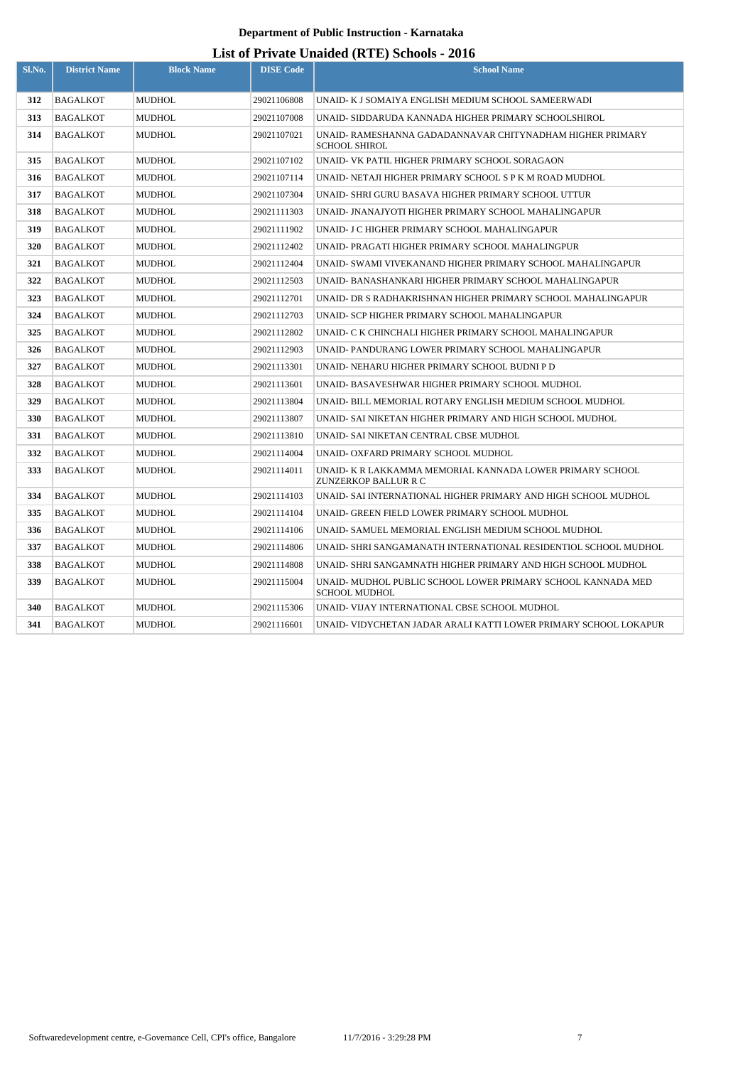**Department of Public Instruction - Karnataka**

**List of Private Unaided (RTE) Schools - 2016**

| Sl.No. | District Name | Block Name | DISE Code | School Name |
| --- | --- | --- | --- | --- |
| 312 | BAGALKOT | MUDHOL | 29021106808 | UNAID- K J SOMAIYA ENGLISH MEDIUM SCHOOL SAMEERWADI |
| 313 | BAGALKOT | MUDHOL | 29021107008 | UNAID- SIDDARUDA KANNADA HIGHER PRIMARY SCHOOLSHIROL |
| 314 | BAGALKOT | MUDHOL | 29021107021 | UNAID- RAMESHANNA GADADANNAVAR CHITYNADHAM HIGHER PRIMARY SCHOOL SHIROL |
| 315 | BAGALKOT | MUDHOL | 29021107102 | UNAID- VK PATIL HIGHER PRIMARY SCHOOL SORAGAON |
| 316 | BAGALKOT | MUDHOL | 29021107114 | UNAID- NETAJI HIGHER PRIMARY SCHOOL S P K M ROAD MUDHOL |
| 317 | BAGALKOT | MUDHOL | 29021107304 | UNAID- SHRI GURU BASAVA HIGHER PRIMARY SCHOOL UTTUR |
| 318 | BAGALKOT | MUDHOL | 29021111303 | UNAID- JNANAJYOTI HIGHER PRIMARY SCHOOL MAHALINGAPUR |
| 319 | BAGALKOT | MUDHOL | 29021111902 | UNAID- J C HIGHER PRIMARY SCHOOL MAHALINGAPUR |
| 320 | BAGALKOT | MUDHOL | 29021112402 | UNAID- PRAGATI HIGHER PRIMARY SCHOOL MAHALINGPUR |
| 321 | BAGALKOT | MUDHOL | 29021112404 | UNAID- SWAMI VIVEKANAND HIGHER PRIMARY SCHOOL MAHALINGAPUR |
| 322 | BAGALKOT | MUDHOL | 29021112503 | UNAID- BANASHANKARI HIGHER PRIMARY SCHOOL MAHALINGAPUR |
| 323 | BAGALKOT | MUDHOL | 29021112701 | UNAID- DR S RADHAKRISHNAN HIGHER PRIMARY SCHOOL MAHALINGAPUR |
| 324 | BAGALKOT | MUDHOL | 29021112703 | UNAID- SCP HIGHER PRIMARY SCHOOL MAHALINGAPUR |
| 325 | BAGALKOT | MUDHOL | 29021112802 | UNAID- C K CHINCHALI HIGHER PRIMARY SCHOOL MAHALINGAPUR |
| 326 | BAGALKOT | MUDHOL | 29021112903 | UNAID- PANDURANG LOWER PRIMARY SCHOOL MAHALINGAPUR |
| 327 | BAGALKOT | MUDHOL | 29021113301 | UNAID- NEHARU HIGHER PRIMARY SCHOOL BUDNI P D |
| 328 | BAGALKOT | MUDHOL | 29021113601 | UNAID- BASAVESHWAR HIGHER PRIMARY SCHOOL MUDHOL |
| 329 | BAGALKOT | MUDHOL | 29021113804 | UNAID- BILL MEMORIAL ROTARY ENGLISH MEDIUM SCHOOL MUDHOL |
| 330 | BAGALKOT | MUDHOL | 29021113807 | UNAID- SAI NIKETAN HIGHER PRIMARY AND HIGH SCHOOL MUDHOL |
| 331 | BAGALKOT | MUDHOL | 29021113810 | UNAID- SAI NIKETAN CENTRAL CBSE MUDHOL |
| 332 | BAGALKOT | MUDHOL | 29021114004 | UNAID- OXFARD PRIMARY SCHOOL MUDHOL |
| 333 | BAGALKOT | MUDHOL | 29021114011 | UNAID- K R LAKKAMMA MEMORIAL KANNADA LOWER PRIMARY SCHOOL ZUNZERKOP BALLUR R C |
| 334 | BAGALKOT | MUDHOL | 29021114103 | UNAID- SAI INTERNATIONAL HIGHER PRIMARY AND HIGH SCHOOL MUDHOL |
| 335 | BAGALKOT | MUDHOL | 29021114104 | UNAID- GREEN FIELD LOWER PRIMARY SCHOOL MUDHOL |
| 336 | BAGALKOT | MUDHOL | 29021114106 | UNAID- SAMUEL MEMORIAL ENGLISH MEDIUM SCHOOL MUDHOL |
| 337 | BAGALKOT | MUDHOL | 29021114806 | UNAID- SHRI SANGAMANATH INTERNATIONAL RESIDENTIOL SCHOOL MUDHOL |
| 338 | BAGALKOT | MUDHOL | 29021114808 | UNAID- SHRI SANGAMNATH HIGHER PRIMARY AND HIGH SCHOOL MUDHOL |
| 339 | BAGALKOT | MUDHOL | 29021115004 | UNAID- MUDHOL PUBLIC SCHOOL LOWER PRIMARY SCHOOL KANNADA MED SCHOOL MUDHOL |
| 340 | BAGALKOT | MUDHOL | 29021115306 | UNAID- VIJAY INTERNATIONAL CBSE SCHOOL MUDHOL |
| 341 | BAGALKOT | MUDHOL | 29021116601 | UNAID- VIDYCHETAN JADAR ARALI KATTI LOWER PRIMARY SCHOOL LOKAPUR |